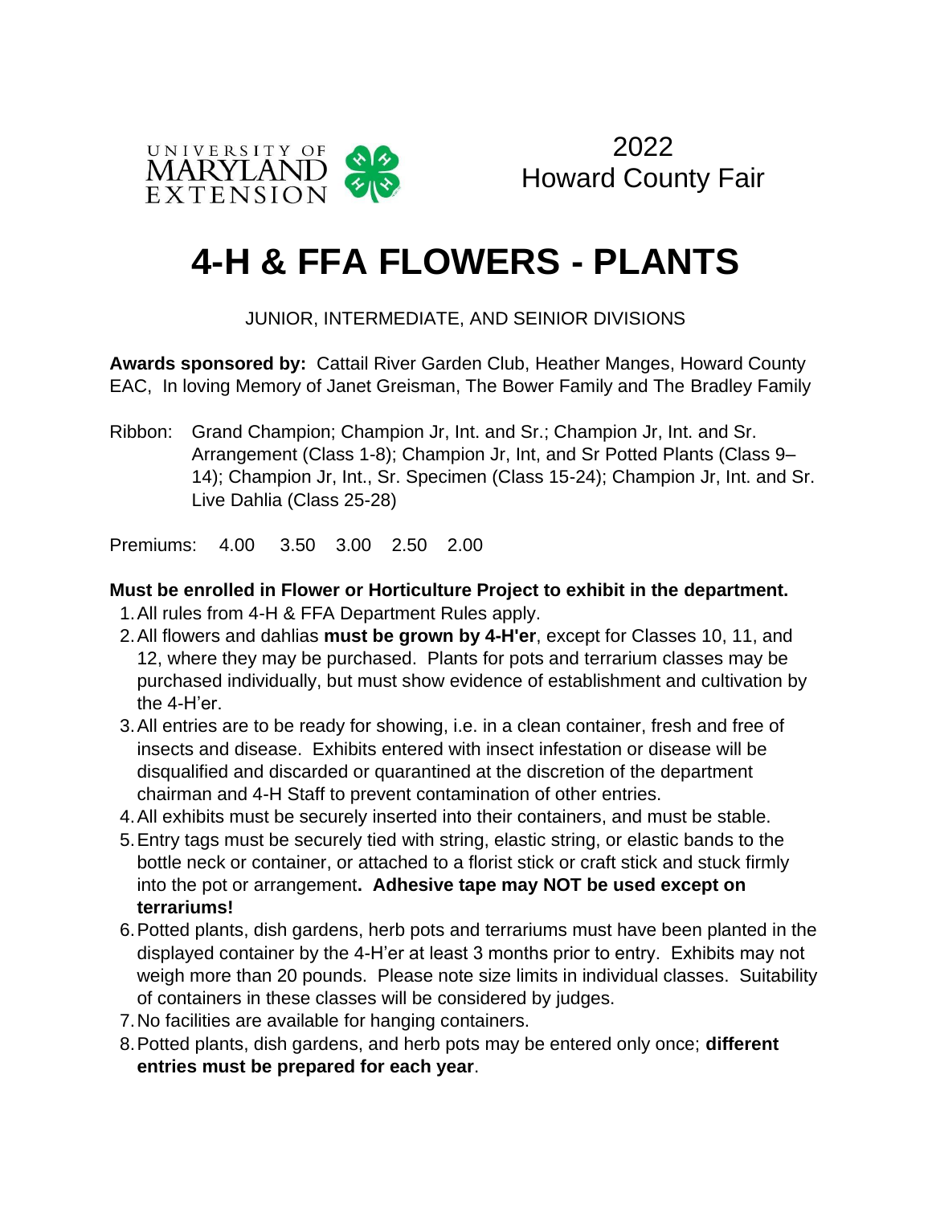UNIVERSITY OF MARYLAND EXTENSION

2022
Howard County Fair

# 4-H & FFA FLOWERS - PLANTS

JUNIOR, INTERMEDIATE, AND SEINIOR DIVISIONS

**Awards sponsored by:** Cattail River Garden Club, Heather Manges, Howard County EAC, In loving Memory of Janet Greisman, The Bower Family and The Bradley Family

Ribbon: Grand Champion; Champion Jr, Int. and Sr.; Champion Jr, Int. and Sr. Arrangement (Class 1-8); Champion Jr, Int, and Sr Potted Plants (Class 9–14); Champion Jr, Int., Sr. Specimen (Class 15-24); Champion Jr, Int. and Sr. Live Dahlia (Class 25-28)

Premiums: 4.00 3.50 3.00 2.50 2.00

**Must be enrolled in Flower or Horticulture Project to exhibit in the department.**

1. All rules from 4-H & FFA Department Rules apply.
2. All flowers and dahlias **must be grown by 4-H'er**, except for Classes 10, 11, and 12, where they may be purchased. Plants for pots and terrarium classes may be purchased individually, but must show evidence of establishment and cultivation by the 4-H'er.
3. All entries are to be ready for showing, i.e. in a clean container, fresh and free of insects and disease. Exhibits entered with insect infestation or disease will be disqualified and discarded or quarantined at the discretion of the department chairman and 4-H Staff to prevent contamination of other entries.
4. All exhibits must be securely inserted into their containers, and must be stable.
5. Entry tags must be securely tied with string, elastic string, or elastic bands to the bottle neck or container, or attached to a florist stick or craft stick and stuck firmly into the pot or arrangement**. Adhesive tape may NOT be used except on terrariums!**
6. Potted plants, dish gardens, herb pots and terrariums must have been planted in the displayed container by the 4-H'er at least 3 months prior to entry. Exhibits may not weigh more than 20 pounds. Please note size limits in individual classes. Suitability of containers in these classes will be considered by judges.
7. No facilities are available for hanging containers.
8. Potted plants, dish gardens, and herb pots may be entered only once; **different entries must be prepared for each year**.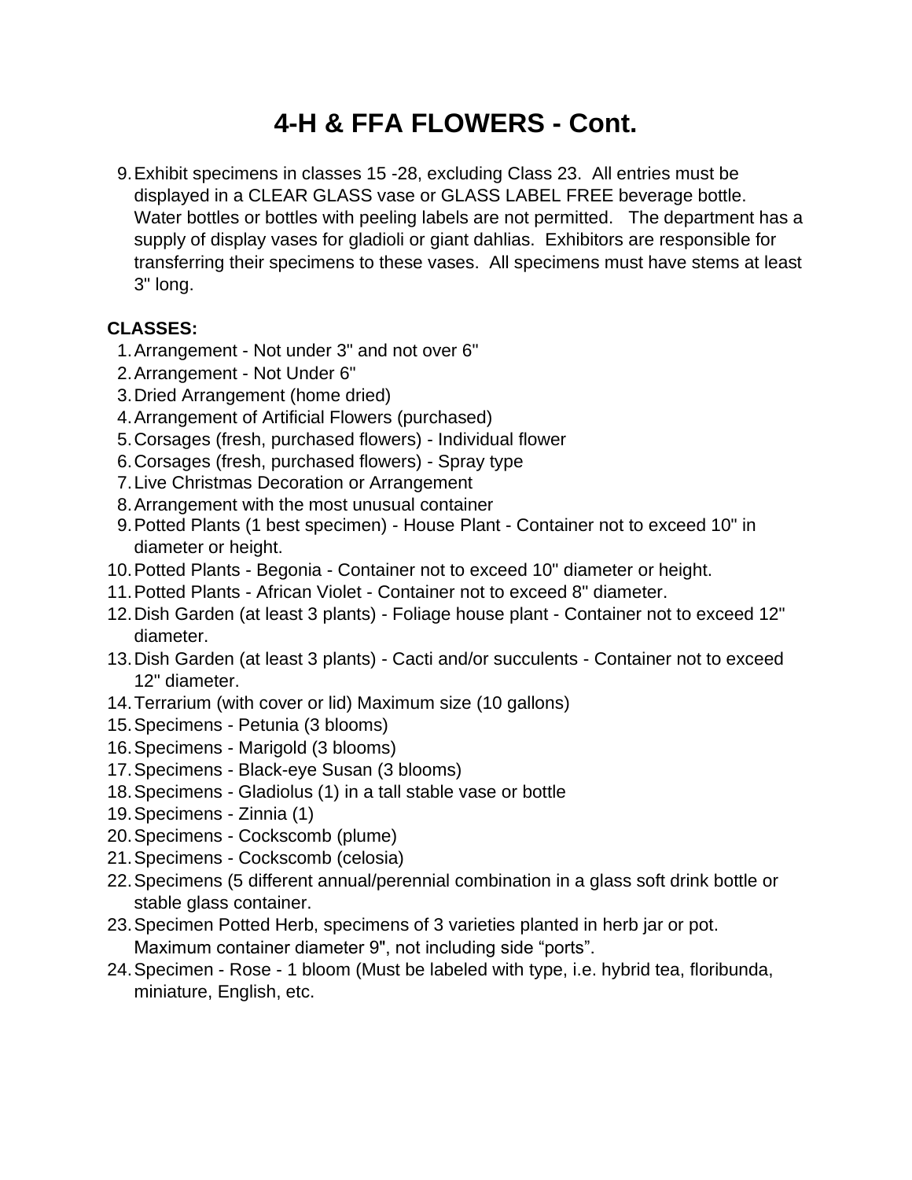# 4-H & FFA FLOWERS - Cont.

9. Exhibit specimens in classes 15 -28, excluding Class 23. All entries must be displayed in a CLEAR GLASS vase or GLASS LABEL FREE beverage bottle. Water bottles or bottles with peeling labels are not permitted. The department has a supply of display vases for gladioli or giant dahlias. Exhibitors are responsible for transferring their specimens to these vases. All specimens must have stems at least 3" long.

**CLASSES:**

1. Arrangement - Not under 3" and not over 6"
2. Arrangement - Not Under 6"
3. Dried Arrangement (home dried)
4. Arrangement of Artificial Flowers (purchased)
5. Corsages (fresh, purchased flowers) - Individual flower
6. Corsages (fresh, purchased flowers) - Spray type
7. Live Christmas Decoration or Arrangement
8. Arrangement with the most unusual container
9. Potted Plants (1 best specimen) - House Plant - Container not to exceed 10" in diameter or height.
10. Potted Plants - Begonia - Container not to exceed 10" diameter or height.
11. Potted Plants - African Violet - Container not to exceed 8" diameter.
12. Dish Garden (at least 3 plants) - Foliage house plant - Container not to exceed 12" diameter.
13. Dish Garden (at least 3 plants) - Cacti and/or succulents - Container not to exceed 12" diameter.
14. Terrarium (with cover or lid) Maximum size (10 gallons)
15. Specimens - Petunia (3 blooms)
16. Specimens - Marigold (3 blooms)
17. Specimens - Black-eye Susan (3 blooms)
18. Specimens - Gladiolus (1) in a tall stable vase or bottle
19. Specimens - Zinnia (1)
20. Specimens - Cockscomb (plume)
21. Specimens - Cockscomb (celosia)
22. Specimens (5 different annual/perennial combination in a glass soft drink bottle or stable glass container.
23. Specimen Potted Herb, specimens of 3 varieties planted in herb jar or pot. Maximum container diameter 9", not including side "ports".
24. Specimen - Rose - 1 bloom (Must be labeled with type, i.e. hybrid tea, floribunda, miniature, English, etc.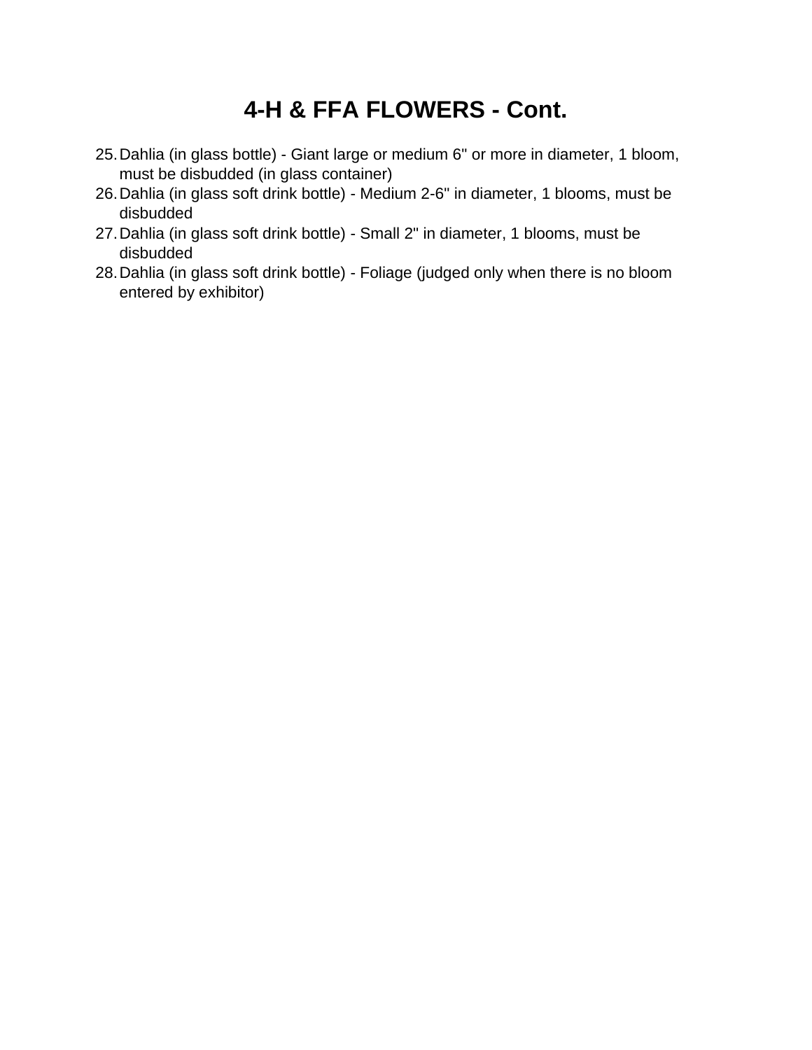# 4-H & FFA FLOWERS - Cont.

25. Dahlia (in glass bottle) - Giant large or medium 6" or more in diameter, 1 bloom, must be disbudded (in glass container)
26. Dahlia (in glass soft drink bottle) - Medium 2-6" in diameter, 1 blooms, must be disbudded
27. Dahlia (in glass soft drink bottle) - Small 2" in diameter, 1 blooms, must be disbudded
28. Dahlia (in glass soft drink bottle) - Foliage (judged only when there is no bloom entered by exhibitor)